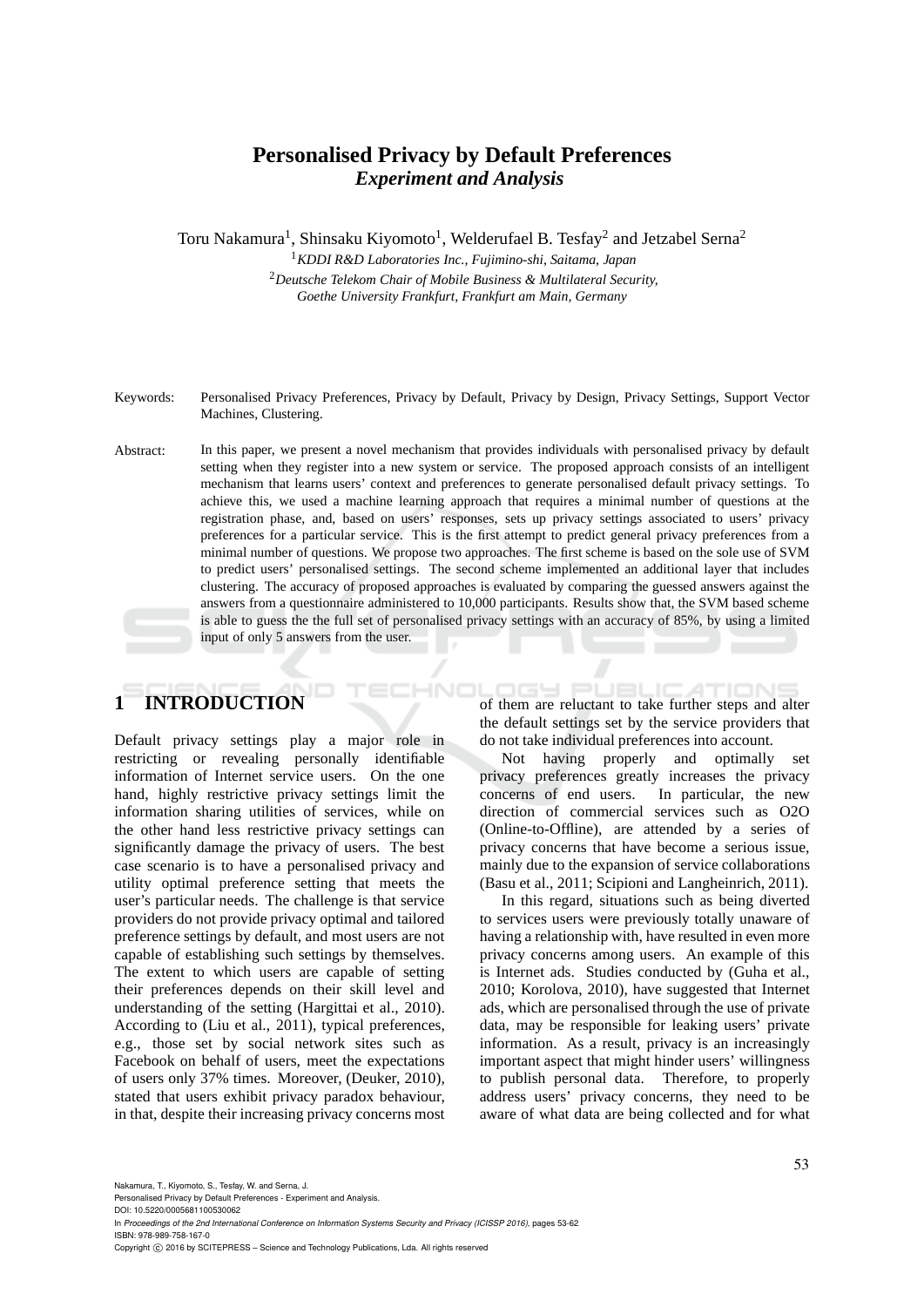# Personalised Privacy by Default Preferences
## *Experiment and Analysis*

Toru Nakamura[1], Shinsaku Kiyomoto[1], Welderufael B. Tesfay[2] and Jetzabel Serna[2]

[1]*KDDI R&D Laboratories Inc., Fujimino-shi, Saitama, Japan*

[2]*Deutsche Telekom Chair of Mobile Business & Multilateral Security, Goethe University Frankfurt, Frankfurt am Main, Germany*

Keywords: Personalised Privacy Preferences, Privacy by Default, Privacy by Design, Privacy Settings, Support Vector Machines, Clustering.

Abstract: In this paper, we present a novel mechanism that provides individuals with personalised privacy by default setting when they register into a new system or service. The proposed approach consists of an intelligent mechanism that learns users' context and preferences to generate personalised default privacy settings. To achieve this, we used a machine learning approach that requires a minimal number of questions at the registration phase, and, based on users' responses, sets up privacy settings associated to users' privacy preferences for a particular service. This is the first attempt to predict general privacy preferences from a minimal number of questions. We propose two approaches. The first scheme is based on the sole use of SVM to predict users' personalised settings. The second scheme implemented an additional layer that includes clustering. The accuracy of proposed approaches is evaluated by comparing the guessed answers against the answers from a questionnaire administered to 10,000 participants. Results show that, the SVM based scheme is able to guess the the full set of personalised privacy settings with an accuracy of 85%, by using a limited input of only 5 answers from the user.

## 1 INTRODUCTION

Default privacy settings play a major role in restricting or revealing personally identifiable information of Internet service users. On the one hand, highly restrictive privacy settings limit the information sharing utilities of services, while on the other hand less restrictive privacy settings can significantly damage the privacy of users. The best case scenario is to have a personalised privacy and utility optimal preference setting that meets the user's particular needs. The challenge is that service providers do not provide privacy optimal and tailored preference settings by default, and most users are not capable of establishing such settings by themselves. The extent to which users are capable of setting their preferences depends on their skill level and understanding of the setting (Hargittai et al., 2010). According to (Liu et al., 2011), typical preferences, e.g., those set by social network sites such as Facebook on behalf of users, meet the expectations of users only 37% times. Moreover, (Deuker, 2010), stated that users exhibit privacy paradox behaviour, in that, despite their increasing privacy concerns most of them are reluctant to take further steps and alter the default settings set by the service providers that do not take individual preferences into account.

Not having properly and optimally set privacy preferences greatly increases the privacy concerns of end users. In particular, the new direction of commercial services such as O2O (Online-to-Offline), are attended by a series of privacy concerns that have become a serious issue, mainly due to the expansion of service collaborations (Basu et al., 2011; Scipioni and Langheinrich, 2011).

In this regard, situations such as being diverted to services users were previously totally unaware of having a relationship with, have resulted in even more privacy concerns among users. An example of this is Internet ads. Studies conducted by (Guha et al., 2010; Korolova, 2010), have suggested that Internet ads, which are personalised through the use of private data, may be responsible for leaking users' private information. As a result, privacy is an increasingly important aspect that might hinder users' willingness to publish personal data. Therefore, to properly address users' privacy concerns, they need to be aware of what data are being collected and for what

Nakamura, T., Kiyomoto, S., Tesfay, W. and Serna, J.
Personalised Privacy by Default Preferences - Experiment and Analysis.
DOI: 10.5220/0005681100530062
In *Proceedings of the 2nd International Conference on Information Systems Security and Privacy (ICISSP 2016)*, pages 53-62
ISBN: 978-989-758-167-0
Copyright © 2016 by SCITEPRESS – Science and Technology Publications, Lda. All rights reserved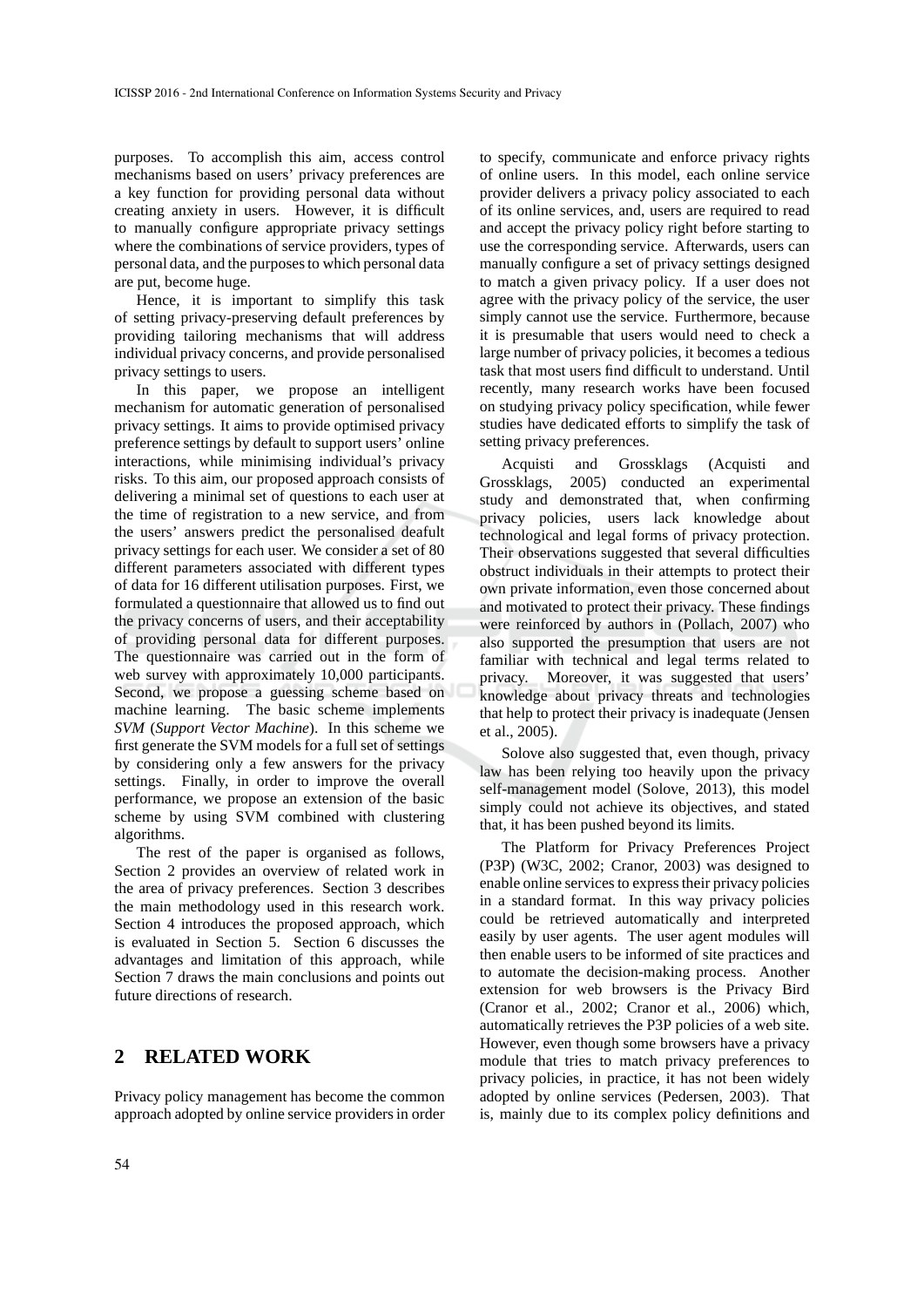purposes. To accomplish this aim, access control mechanisms based on users' privacy preferences are a key function for providing personal data without creating anxiety in users. However, it is difficult to manually configure appropriate privacy settings where the combinations of service providers, types of personal data, and the purposes to which personal data are put, become huge.

Hence, it is important to simplify this task of setting privacy-preserving default preferences by providing tailoring mechanisms that will address individual privacy concerns, and provide personalised privacy settings to users.

In this paper, we propose an intelligent mechanism for automatic generation of personalised privacy settings. It aims to provide optimised privacy preference settings by default to support users' online interactions, while minimising individual's privacy risks. To this aim, our proposed approach consists of delivering a minimal set of questions to each user at the time of registration to a new service, and from the users' answers predict the personalised deafult privacy settings for each user. We consider a set of 80 different parameters associated with different types of data for 16 different utilisation purposes. First, we formulated a questionnaire that allowed us to find out the privacy concerns of users, and their acceptability of providing personal data for different purposes. The questionnaire was carried out in the form of web survey with approximately 10,000 participants. Second, we propose a guessing scheme based on machine learning. The basic scheme implements *SVM* (*Support Vector Machine*). In this scheme we first generate the SVM models for a full set of settings by considering only a few answers for the privacy settings. Finally, in order to improve the overall performance, we propose an extension of the basic scheme by using SVM combined with clustering algorithms.

The rest of the paper is organised as follows, Section 2 provides an overview of related work in the area of privacy preferences. Section 3 describes the main methodology used in this research work. Section 4 introduces the proposed approach, which is evaluated in Section 5. Section 6 discusses the advantages and limitation of this approach, while Section 7 draws the main conclusions and points out future directions of research.

## 2 RELATED WORK

Privacy policy management has become the common approach adopted by online service providers in order to specify, communicate and enforce privacy rights of online users. In this model, each online service provider delivers a privacy policy associated to each of its online services, and, users are required to read and accept the privacy policy right before starting to use the corresponding service. Afterwards, users can manually configure a set of privacy settings designed to match a given privacy policy. If a user does not agree with the privacy policy of the service, the user simply cannot use the service. Furthermore, because it is presumable that users would need to check a large number of privacy policies, it becomes a tedious task that most users find difficult to understand. Until recently, many research works have been focused on studying privacy policy specification, while fewer studies have dedicated efforts to simplify the task of setting privacy preferences.

Acquisti and Grossklags (Acquisti and Grossklags, 2005) conducted an experimental study and demonstrated that, when confirming privacy policies, users lack knowledge about technological and legal forms of privacy protection. Their observations suggested that several difficulties obstruct individuals in their attempts to protect their own private information, even those concerned about and motivated to protect their privacy. These findings were reinforced by authors in (Pollach, 2007) who also supported the presumption that users are not familiar with technical and legal terms related to privacy. Moreover, it was suggested that users' knowledge about privacy threats and technologies that help to protect their privacy is inadequate (Jensen et al., 2005).

Solove also suggested that, even though, privacy law has been relying too heavily upon the privacy self-management model (Solove, 2013), this model simply could not achieve its objectives, and stated that, it has been pushed beyond its limits.

The Platform for Privacy Preferences Project (P3P) (W3C, 2002; Cranor, 2003) was designed to enable online services to express their privacy policies in a standard format. In this way privacy policies could be retrieved automatically and interpreted easily by user agents. The user agent modules will then enable users to be informed of site practices and to automate the decision-making process. Another extension for web browsers is the Privacy Bird (Cranor et al., 2002; Cranor et al., 2006) which, automatically retrieves the P3P policies of a web site. However, even though some browsers have a privacy module that tries to match privacy preferences to privacy policies, in practice, it has not been widely adopted by online services (Pedersen, 2003). That is, mainly due to its complex policy definitions and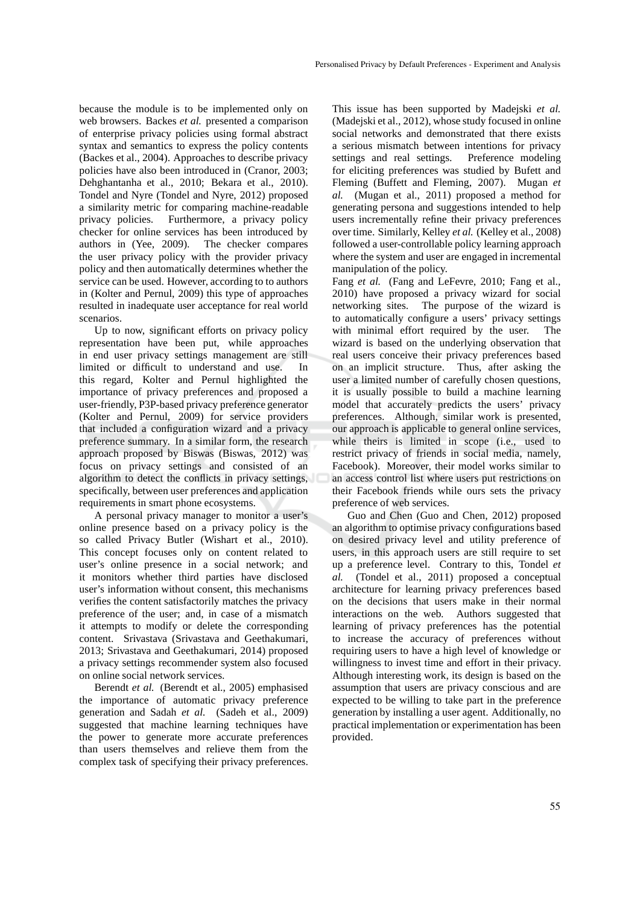because the module is to be implemented only on web browsers. Backes *et al.* presented a comparison of enterprise privacy policies using formal abstract syntax and semantics to express the policy contents (Backes et al., 2004). Approaches to describe privacy policies have also been introduced in (Cranor, 2003; Dehghantanha et al., 2010; Bekara et al., 2010). Tondel and Nyre (Tondel and Nyre, 2012) proposed a similarity metric for comparing machine-readable privacy policies. Furthermore, a privacy policy checker for online services has been introduced by authors in (Yee, 2009). The checker compares the user privacy policy with the provider privacy policy and then automatically determines whether the service can be used. However, according to to authors in (Kolter and Pernul, 2009) this type of approaches resulted in inadequate user acceptance for real world scenarios.

Up to now, significant efforts on privacy policy representation have been put, while approaches in end user privacy settings management are still limited or difficult to understand and use. In this regard, Kolter and Pernul highlighted the importance of privacy preferences and proposed a user-friendly, P3P-based privacy preference generator (Kolter and Pernul, 2009) for service providers that included a configuration wizard and a privacy preference summary. In a similar form, the research approach proposed by Biswas (Biswas, 2012) was focus on privacy settings and consisted of an algorithm to detect the conflicts in privacy settings, specifically, between user preferences and application requirements in smart phone ecosystems.

A personal privacy manager to monitor a user's online presence based on a privacy policy is the so called Privacy Butler (Wishart et al., 2010). This concept focuses only on content related to user's online presence in a social network; and it monitors whether third parties have disclosed user's information without consent, this mechanisms verifies the content satisfactorily matches the privacy preference of the user; and, in case of a mismatch it attempts to modify or delete the corresponding content. Srivastava (Srivastava and Geethakumari, 2013; Srivastava and Geethakumari, 2014) proposed a privacy settings recommender system also focused on online social network services.

Berendt *et al.* (Berendt et al., 2005) emphasised the importance of automatic privacy preference generation and Sadah *et al.* (Sadeh et al., 2009) suggested that machine learning techniques have the power to generate more accurate preferences than users themselves and relieve them from the complex task of specifying their privacy preferences. This issue has been supported by Madejski *et al.* (Madejski et al., 2012), whose study focused in online social networks and demonstrated that there exists a serious mismatch between intentions for privacy settings and real settings. Preference modeling for eliciting preferences was studied by Bufett and Fleming (Buffett and Fleming, 2007). Mugan *et al.* (Mugan et al., 2011) proposed a method for generating persona and suggestions intended to help users incrementally refine their privacy preferences over time. Similarly, Kelley *et al.* (Kelley et al., 2008) followed a user-controllable policy learning approach where the system and user are engaged in incremental manipulation of the policy.

Fang *et al.* (Fang and LeFevre, 2010; Fang et al., 2010) have proposed a privacy wizard for social networking sites. The purpose of the wizard is to automatically configure a users' privacy settings with minimal effort required by the user. The wizard is based on the underlying observation that real users conceive their privacy preferences based on an implicit structure. Thus, after asking the user a limited number of carefully chosen questions, it is usually possible to build a machine learning model that accurately predicts the users' privacy preferences. Although, similar work is presented, our approach is applicable to general online services, while theirs is limited in scope (i.e., used to restrict privacy of friends in social media, namely, Facebook). Moreover, their model works similar to an access control list where users put restrictions on their Facebook friends while ours sets the privacy preference of web services.

Guo and Chen (Guo and Chen, 2012) proposed an algorithm to optimise privacy configurations based on desired privacy level and utility preference of users, in this approach users are still require to set up a preference level. Contrary to this, Tondel *et al.* (Tondel et al., 2011) proposed a conceptual architecture for learning privacy preferences based on the decisions that users make in their normal interactions on the web. Authors suggested that learning of privacy preferences has the potential to increase the accuracy of preferences without requiring users to have a high level of knowledge or willingness to invest time and effort in their privacy. Although interesting work, its design is based on the assumption that users are privacy conscious and are expected to be willing to take part in the preference generation by installing a user agent. Additionally, no practical implementation or experimentation has been provided.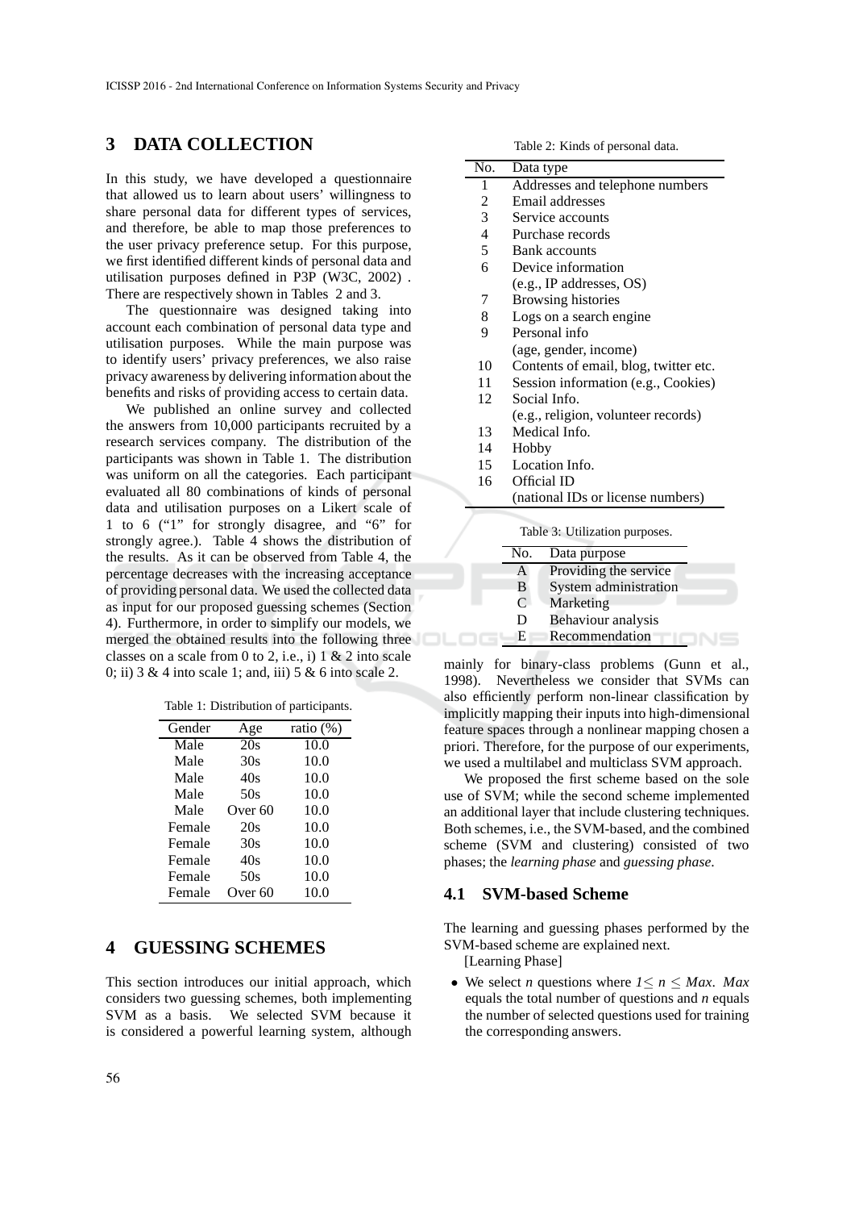## 3 DATA COLLECTION

In this study, we have developed a questionnaire that allowed us to learn about users' willingness to share personal data for different types of services, and therefore, be able to map those preferences to the user privacy preference setup. For this purpose, we first identified different kinds of personal data and utilisation purposes defined in P3P (W3C, 2002) . There are respectively shown in Tables 2 and 3.

The questionnaire was designed taking into account each combination of personal data type and utilisation purposes. While the main purpose was to identify users' privacy preferences, we also raise privacy awareness by delivering information about the benefits and risks of providing access to certain data.

We published an online survey and collected the answers from 10,000 participants recruited by a research services company. The distribution of the participants was shown in Table 1. The distribution was uniform on all the categories. Each participant evaluated all 80 combinations of kinds of personal data and utilisation purposes on a Likert scale of 1 to 6 ("1" for strongly disagree, and "6" for strongly agree.). Table 4 shows the distribution of the results. As it can be observed from Table 4, the percentage decreases with the increasing acceptance of providing personal data. We used the collected data as input for our proposed guessing schemes (Section 4). Furthermore, in order to simplify our models, we merged the obtained results into the following three classes on a scale from 0 to 2, i.e., i) 1 & 2 into scale 0; ii) 3 & 4 into scale 1; and, iii) 5 & 6 into scale 2.

Table 1: Distribution of participants.

| Gender | Age | ratio (%) |
|---|---|---|
| Male | 20s | 10.0 |
| Male | 30s | 10.0 |
| Male | 40s | 10.0 |
| Male | 50s | 10.0 |
| Male | Over 60 | 10.0 |
| Female | 20s | 10.0 |
| Female | 30s | 10.0 |
| Female | 40s | 10.0 |
| Female | 50s | 10.0 |
| Female | Over 60 | 10.0 |

Table 2: Kinds of personal data.

| No. | Data type |
|---|---|
| 1 | Addresses and telephone numbers |
| 2 | Email addresses |
| 3 | Service accounts |
| 4 | Purchase records |
| 5 | Bank accounts |
| 6 | Device information (e.g., IP addresses, OS) |
| 7 | Browsing histories |
| 8 | Logs on a search engine |
| 9 | Personal info (age, gender, income) |
| 10 | Contents of email, blog, twitter etc. |
| 11 | Session information (e.g., Cookies) |
| 12 | Social Info. (e.g., religion, volunteer records) |
| 13 | Medical Info. |
| 14 | Hobby |
| 15 | Location Info. |
| 16 | Official ID (national IDs or license numbers) |

Table 3: Utilization purposes.

| No. | Data purpose |
|---|---|
| A | Providing the service |
| B | System administration |
| C | Marketing |
| D | Behaviour analysis |
| E | Recommendation |

## 4 GUESSING SCHEMES

This section introduces our initial approach, which considers two guessing schemes, both implementing SVM as a basis. We selected SVM because it is considered a powerful learning system, although mainly for binary-class problems (Gunn et al., 1998). Nevertheless we consider that SVMs can also efficiently perform non-linear classification by implicitly mapping their inputs into high-dimensional feature spaces through a nonlinear mapping chosen a priori. Therefore, for the purpose of our experiments, we used a multilabel and multiclass SVM approach.

We proposed the first scheme based on the sole use of SVM; while the second scheme implemented an additional layer that include clustering techniques. Both schemes, i.e., the SVM-based, and the combined scheme (SVM and clustering) consisted of two phases; the *learning phase* and *guessing phase*.

### 4.1 SVM-based Scheme

The learning and guessing phases performed by the SVM-based scheme are explained next.

[Learning Phase]

- We select *n* questions where $1 \leq n \leq Max$. *Max* equals the total number of questions and *n* equals the number of selected questions used for training the corresponding answers.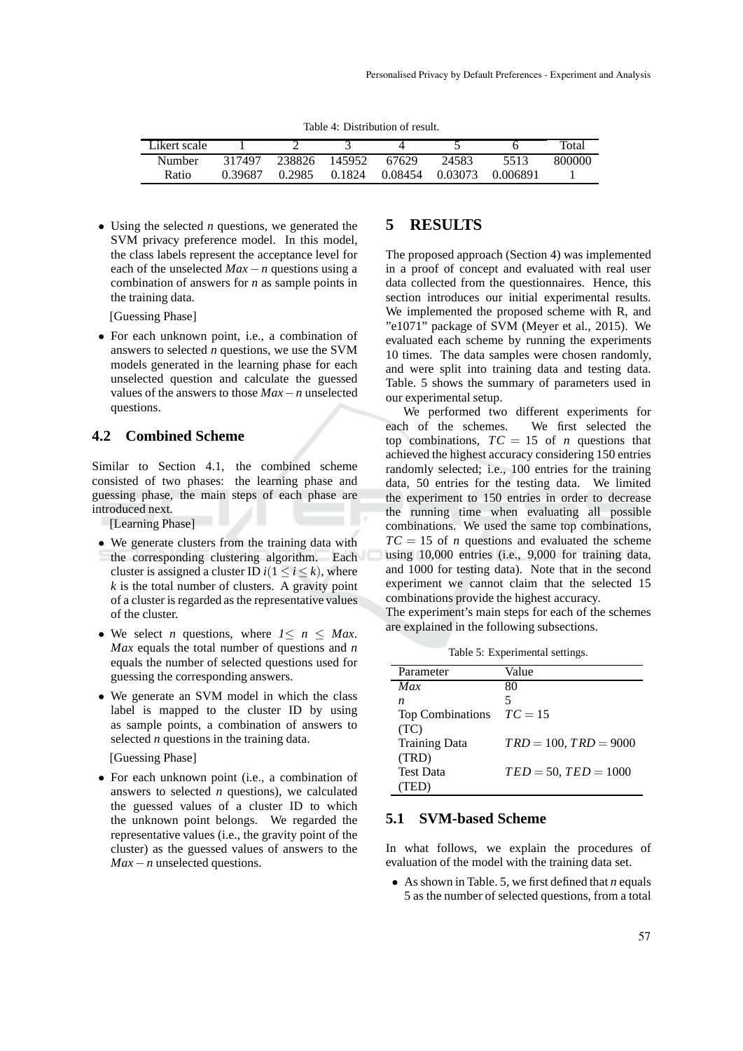Table 4: Distribution of result.

| Likert scale | 1 | 2 | 3 | 4 | 5 | 6 | Total |
|---|---|---|---|---|---|---|---|
| Number | 317497 | 238826 | 145952 | 67629 | 24583 | 5513 | 800000 |
| Ratio | 0.39687 | 0.2985 | 0.1824 | 0.08454 | 0.03073 | 0.006891 | 1 |

- Using the selected *n* questions, we generated the SVM privacy preference model. In this model, the class labels represent the acceptance level for each of the unselected $Max - n$ questions using a combination of answers for *n* as sample points in the training data.

[Guessing Phase]

- For each unknown point, i.e., a combination of answers to selected *n* questions, we use the SVM models generated in the learning phase for each unselected question and calculate the guessed values of the answers to those $Max - n$ unselected questions.

## 4.2 Combined Scheme

Similar to Section 4.1, the combined scheme consisted of two phases: the learning phase and guessing phase, the main steps of each phase are introduced next.

[Learning Phase]

- We generate clusters from the training data with the corresponding clustering algorithm. Each cluster is assigned a cluster ID $i (1 \leq i \leq k)$, where $k$ is the total number of clusters. A gravity point of a cluster is regarded as the representative values of the cluster.
- We select *n* questions, where $1 \leq n \leq Max$. *Max* equals the total number of questions and *n* equals the number of selected questions used for guessing the corresponding answers.
- We generate an SVM model in which the class label is mapped to the cluster ID by using as sample points, a combination of answers to selected *n* questions in the training data.

[Guessing Phase]

- For each unknown point (i.e., a combination of answers to selected *n* questions), we calculated the guessed values of a cluster ID to which the unknown point belongs. We regarded the representative values (i.e., the gravity point of the cluster) as the guessed values of answers to the $Max - n$ unselected questions.

# 5 RESULTS

The proposed approach (Section 4) was implemented in a proof of concept and evaluated with real user data collected from the questionnaires. Hence, this section introduces our initial experimental results. We implemented the proposed scheme with R, and "e1071" package of SVM (Meyer et al., 2015). We evaluated each scheme by running the experiments 10 times. The data samples were chosen randomly, and were split into training data and testing data. Table. 5 shows the summary of parameters used in our experimental setup.

We performed two different experiments for each of the schemes. We first selected the top combinations, $TC = 15$ of *n* questions that achieved the highest accuracy considering 150 entries randomly selected; i.e., 100 entries for the training data, 50 entries for the testing data. We limited the experiment to 150 entries in order to decrease the running time when evaluating all possible combinations. We used the same top combinations, $TC = 15$ of *n* questions and evaluated the scheme using 10,000 entries (i.e., 9,000 for training data, and 1000 for testing data). Note that in the second experiment we cannot claim that the selected 15 combinations provide the highest accuracy.

The experiment's main steps for each of the schemes are explained in the following subsections.

Table 5: Experimental settings.

| Parameter | Value |
|---|---|
| *Max* | 80 |
| *n* | 5 |
| Top Combinations (TC) | $TC = 15$ |
| Training Data (TRD) | $TRD = 100$, $TRD = 9000$ |
| Test Data (TED) | $TED = 50$, $TED = 1000$ |

## 5.1 SVM-based Scheme

In what follows, we explain the procedures of evaluation of the model with the training data set.

- As shown in Table. 5, we first defined that *n* equals 5 as the number of selected questions, from a total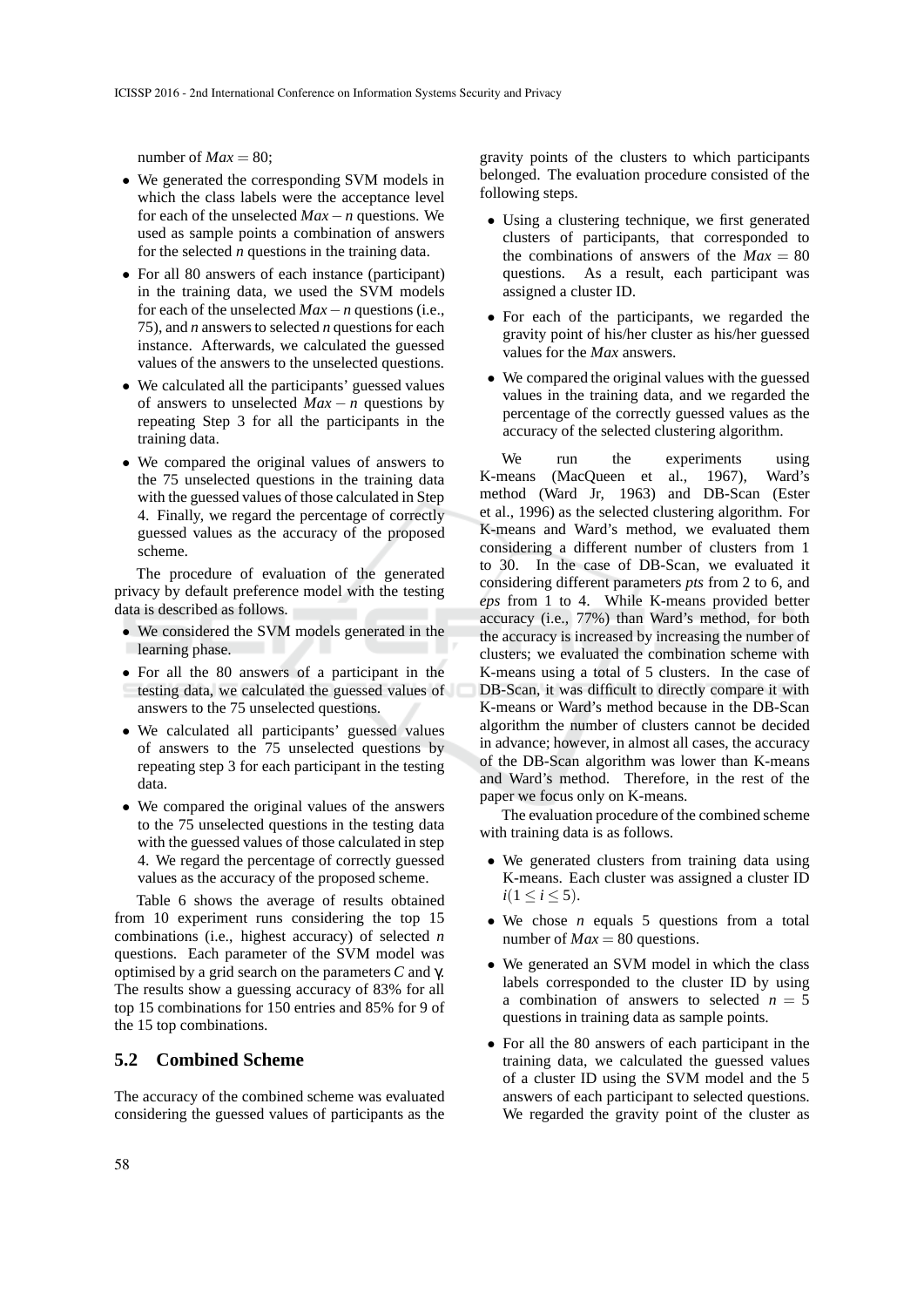number of $Max = 80$;

- We generated the corresponding SVM models in which the class labels were the acceptance level for each of the unselected $Max - n$ questions. We used as sample points a combination of answers for the selected $n$ questions in the training data.
- For all 80 answers of each instance (participant) in the training data, we used the SVM models for each of the unselected $Max - n$ questions (i.e., 75), and $n$ answers to selected $n$ questions for each instance. Afterwards, we calculated the guessed values of the answers to the unselected questions.
- We calculated all the participants' guessed values of answers to unselected $Max - n$ questions by repeating Step 3 for all the participants in the training data.
- We compared the original values of answers to the 75 unselected questions in the training data with the guessed values of those calculated in Step 4. Finally, we regard the percentage of correctly guessed values as the accuracy of the proposed scheme.

The procedure of evaluation of the generated privacy by default preference model with the testing data is described as follows.

- We considered the SVM models generated in the learning phase.
- For all the 80 answers of a participant in the testing data, we calculated the guessed values of answers to the 75 unselected questions.
- We calculated all participants' guessed values of answers to the 75 unselected questions by repeating step 3 for each participant in the testing data.
- We compared the original values of the answers to the 75 unselected questions in the testing data with the guessed values of those calculated in step 4. We regard the percentage of correctly guessed values as the accuracy of the proposed scheme.

Table 6 shows the average of results obtained from 10 experiment runs considering the top 15 combinations (i.e., highest accuracy) of selected $n$ questions. Each parameter of the SVM model was optimised by a grid search on the parameters $C$ and $\gamma$. The results show a guessing accuracy of 83% for all top 15 combinations for 150 entries and 85% for 9 of the 15 top combinations.

## 5.2 Combined Scheme

The accuracy of the combined scheme was evaluated considering the guessed values of participants as the gravity points of the clusters to which participants belonged. The evaluation procedure consisted of the following steps.

- Using a clustering technique, we first generated clusters of participants, that corresponded to the combinations of answers of the $Max = 80$ questions. As a result, each participant was assigned a cluster ID.
- For each of the participants, we regarded the gravity point of his/her cluster as his/her guessed values for the *Max* answers.
- We compared the original values with the guessed values in the training data, and we regarded the percentage of the correctly guessed values as the accuracy of the selected clustering algorithm.

We run the experiments using K-means (MacQueen et al., 1967), Ward's method (Ward Jr, 1963) and DB-Scan (Ester et al., 1996) as the selected clustering algorithm. For K-means and Ward's method, we evaluated them considering a different number of clusters from 1 to 30. In the case of DB-Scan, we evaluated it considering different parameters *pts* from 2 to 6, and *eps* from 1 to 4. While K-means provided better accuracy (i.e., 77%) than Ward's method, for both the accuracy is increased by increasing the number of clusters; we evaluated the combination scheme with K-means using a total of 5 clusters. In the case of DB-Scan, it was difficult to directly compare it with K-means or Ward's method because in the DB-Scan algorithm the number of clusters cannot be decided in advance; however, in almost all cases, the accuracy of the DB-Scan algorithm was lower than K-means and Ward's method. Therefore, in the rest of the paper we focus only on K-means.

The evaluation procedure of the combined scheme with training data is as follows.

- We generated clusters from training data using K-means. Each cluster was assigned a cluster ID $i (1 \leq i \leq 5)$.
- We chose $n$ equals 5 questions from a total number of $Max = 80$ questions.
- We generated an SVM model in which the class labels corresponded to the cluster ID by using a combination of answers to selected $n = 5$ questions in training data as sample points.
- For all the 80 answers of each participant in the training data, we calculated the guessed values of a cluster ID using the SVM model and the 5 answers of each participant to selected questions. We regarded the gravity point of the cluster as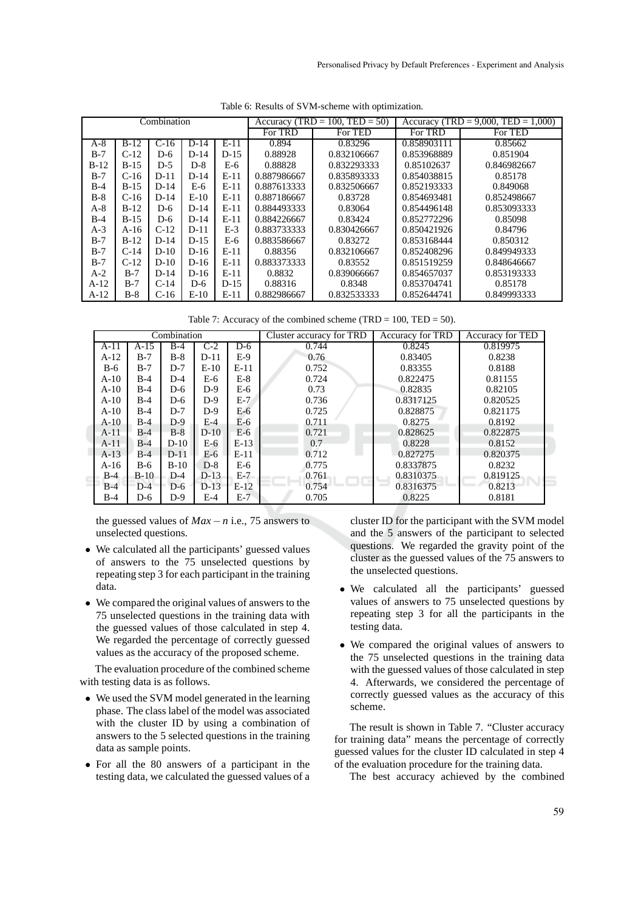Table 6: Results of SVM-scheme with optimization.

| Combination | | | | | Accuracy (TRD = 100, TED = 50) | | Accuracy (TRD = 9,000, TED = 1,000) | |
|---|---|---|---|---|---|---|---|---|
| | | | | | For TRD | For TED | For TRD | For TED |
| A-8 | B-12 | C-16 | D-14 | E-11 | 0.894 | 0.83296 | 0.858903111 | 0.85662 |
| B-7 | C-12 | D-6 | D-14 | D-15 | 0.88928 | 0.832106667 | 0.853968889 | 0.851904 |
| B-12 | B-15 | D-5 | D-8 | E-6 | 0.88828 | 0.832293333 | 0.85102637 | 0.846982667 |
| B-7 | C-16 | D-11 | D-14 | E-11 | 0.887986667 | 0.835893333 | 0.854038815 | 0.85178 |
| B-4 | B-15 | D-14 | E-6 | E-11 | 0.887613333 | 0.832506667 | 0.852193333 | 0.849068 |
| B-8 | C-16 | D-14 | E-10 | E-11 | 0.887186667 | 0.83728 | 0.854693481 | 0.852498667 |
| A-8 | B-12 | D-6 | D-14 | E-11 | 0.884493333 | 0.83064 | 0.854496148 | 0.853093333 |
| B-4 | B-15 | D-6 | D-14 | E-11 | 0.884226667 | 0.83424 | 0.852772296 | 0.85098 |
| A-3 | A-16 | C-12 | D-11 | E-3 | 0.883733333 | 0.830426667 | 0.850421926 | 0.84796 |
| B-7 | B-12 | D-14 | D-15 | E-6 | 0.883586667 | 0.83272 | 0.853168444 | 0.850312 |
| B-7 | C-14 | D-10 | D-16 | E-11 | 0.88356 | 0.832106667 | 0.852408296 | 0.849949333 |
| B-7 | C-12 | D-10 | D-16 | E-11 | 0.883373333 | 0.83552 | 0.851519259 | 0.848646667 |
| A-2 | B-7 | D-14 | D-16 | E-11 | 0.8832 | 0.839066667 | 0.854657037 | 0.853193333 |
| A-12 | B-7 | C-14 | D-6 | D-15 | 0.88316 | 0.8348 | 0.853704741 | 0.85178 |
| A-12 | B-8 | C-16 | E-10 | E-11 | 0.882986667 | 0.832533333 | 0.852644741 | 0.849993333 |

Table 7: Accuracy of the combined scheme (TRD = 100, TED = 50).

| Combination | | | | | Cluster accuracy for TRD | Accuracy for TRD | Accuracy for TED |
|---|---|---|---|---|---|---|---|
| A-11 | A-15 | B-4 | C-2 | D-6 | 0.744 | 0.8245 | 0.819975 |
| A-12 | B-7 | B-8 | D-11 | E-9 | 0.76 | 0.83405 | 0.8238 |
| B-6 | B-7 | D-7 | E-10 | E-11 | 0.752 | 0.83355 | 0.8188 |
| A-10 | B-4 | D-4 | E-6 | E-8 | 0.724 | 0.822475 | 0.81155 |
| A-10 | B-4 | D-6 | D-9 | E-6 | 0.73 | 0.82835 | 0.82105 |
| A-10 | B-4 | D-6 | D-9 | E-7 | 0.736 | 0.8317125 | 0.820525 |
| A-10 | B-4 | D-7 | D-9 | E-6 | 0.725 | 0.828875 | 0.821175 |
| A-10 | B-4 | D-9 | E-4 | E-6 | 0.711 | 0.8275 | 0.8192 |
| A-11 | B-4 | B-8 | D-10 | E-6 | 0.721 | 0.828625 | 0.822875 |
| A-11 | B-4 | D-10 | E-6 | E-13 | 0.7 | 0.8228 | 0.8152 |
| A-13 | B-4 | D-11 | E-6 | E-11 | 0.712 | 0.827275 | 0.820375 |
| A-16 | B-6 | B-10 | D-8 | E-6 | 0.775 | 0.8337875 | 0.8232 |
| B-4 | B-10 | D-4 | D-13 | E-7 | 0.761 | 0.8310375 | 0.819125 |
| B-4 | D-4 | D-6 | D-13 | E-12 | 0.754 | 0.8316375 | 0.8213 |
| B-4 | D-6 | D-9 | E-4 | E-7 | 0.705 | 0.8225 | 0.8181 |

the guessed values of $Max - n$ i.e., 75 answers to unselected questions.

- We calculated all the participants' guessed values of answers to the 75 unselected questions by repeating step 3 for each participant in the training data.
- We compared the original values of answers to the 75 unselected questions in the training data with the guessed values of those calculated in step 4. We regarded the percentage of correctly guessed values as the accuracy of the proposed scheme.

The evaluation procedure of the combined scheme with testing data is as follows.

- We used the SVM model generated in the learning phase. The class label of the model was associated with the cluster ID by using a combination of answers to the 5 selected questions in the training data as sample points.
- For all the 80 answers of a participant in the testing data, we calculated the guessed values of a cluster ID for the participant with the SVM model and the 5 answers of the participant to selected questions. We regarded the gravity point of the cluster as the guessed values of the 75 answers to the unselected questions.
- We calculated all the participants' guessed values of answers to 75 unselected questions by repeating step 3 for all the participants in the testing data.
- We compared the original values of answers to the 75 unselected questions in the training data with the guessed values of those calculated in step 4. Afterwards, we considered the percentage of correctly guessed values as the accuracy of this scheme.

The result is shown in Table 7. "Cluster accuracy for training data" means the percentage of correctly guessed values for the cluster ID calculated in step 4 of the evaluation procedure for the training data.

The best accuracy achieved by the combined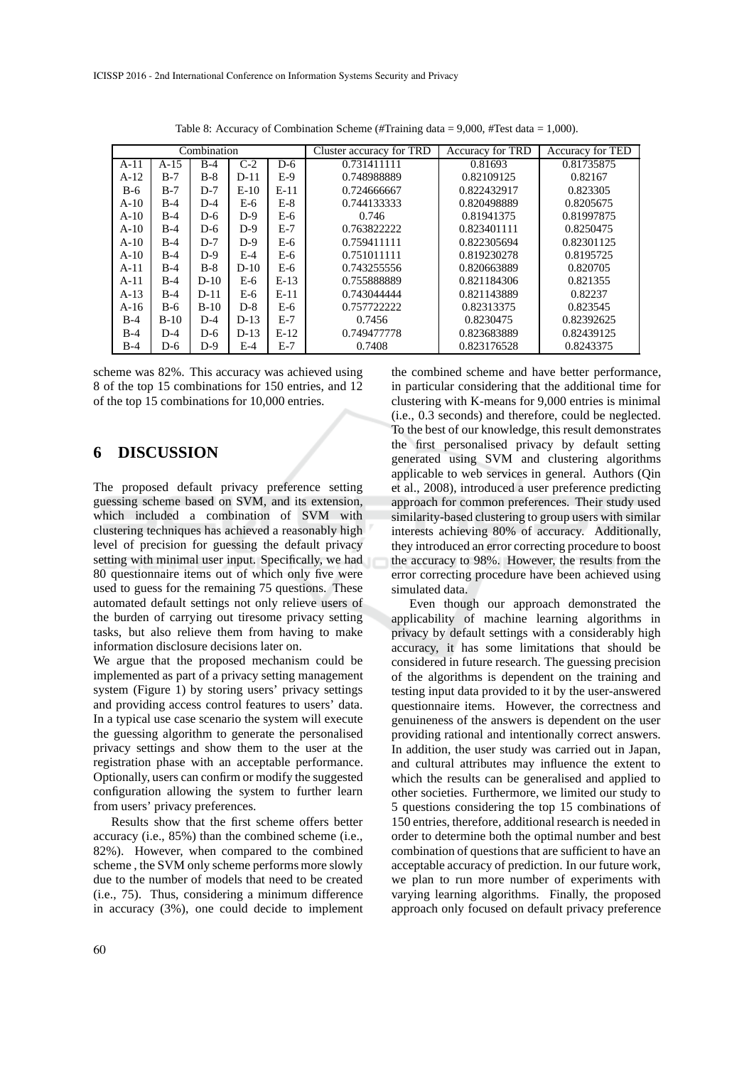Table 8: Accuracy of Combination Scheme (#Training data = 9,000, #Test data = 1,000).

| Combination | | | | | Cluster accuracy for TRD | Accuracy for TRD | Accuracy for TED |
|---|---|---|---|---|---|---|---|
| A-11 | A-15 | B-4 | C-2 | D-6 | 0.731411111 | 0.81693 | 0.81735875 |
| A-12 | B-7 | B-8 | D-11 | E-9 | 0.748988889 | 0.82109125 | 0.82167 |
| B-6 | B-7 | D-7 | E-10 | E-11 | 0.724666667 | 0.822432917 | 0.823305 |
| A-10 | B-4 | D-4 | E-6 | E-8 | 0.744133333 | 0.820498889 | 0.8205675 |
| A-10 | B-4 | D-6 | D-9 | E-6 | 0.746 | 0.81941375 | 0.81997875 |
| A-10 | B-4 | D-6 | D-9 | E-7 | 0.763822222 | 0.823401111 | 0.8250475 |
| A-10 | B-4 | D-7 | D-9 | E-6 | 0.759411111 | 0.822305694 | 0.82301125 |
| A-10 | B-4 | D-9 | E-4 | E-6 | 0.751011111 | 0.819230278 | 0.8195725 |
| A-11 | B-4 | B-8 | D-10 | E-6 | 0.743255556 | 0.820663889 | 0.820705 |
| A-11 | B-4 | D-10 | E-6 | E-13 | 0.755888889 | 0.821184306 | 0.821355 |
| A-13 | B-4 | D-11 | E-6 | E-11 | 0.743044444 | 0.821143889 | 0.82237 |
| A-16 | B-6 | B-10 | D-8 | E-6 | 0.757722222 | 0.82313375 | 0.823545 |
| B-4 | B-10 | D-4 | D-13 | E-7 | 0.7456 | 0.8230475 | 0.82392625 |
| B-4 | D-4 | D-6 | D-13 | E-12 | 0.749477778 | 0.823683889 | 0.82439125 |
| B-4 | D-6 | D-9 | E-4 | E-7 | 0.7408 | 0.823176528 | 0.8243375 |

scheme was 82%. This accuracy was achieved using 8 of the top 15 combinations for 150 entries, and 12 of the top 15 combinations for 10,000 entries.

## 6 DISCUSSION

The proposed default privacy preference setting guessing scheme based on SVM, and its extension, which included a combination of SVM with clustering techniques has achieved a reasonably high level of precision for guessing the default privacy setting with minimal user input. Specifically, we had 80 questionnaire items out of which only five were used to guess for the remaining 75 questions. These automated default settings not only relieve users of the burden of carrying out tiresome privacy setting tasks, but also relieve them from having to make information disclosure decisions later on.

We argue that the proposed mechanism could be implemented as part of a privacy setting management system (Figure 1) by storing users' privacy settings and providing access control features to users' data. In a typical use case scenario the system will execute the guessing algorithm to generate the personalised privacy settings and show them to the user at the registration phase with an acceptable performance. Optionally, users can confirm or modify the suggested configuration allowing the system to further learn from users' privacy preferences.

Results show that the first scheme offers better accuracy (i.e., 85%) than the combined scheme (i.e., 82%). However, when compared to the combined scheme , the SVM only scheme performs more slowly due to the number of models that need to be created (i.e., 75). Thus, considering a minimum difference in accuracy (3%), one could decide to implement the combined scheme and have better performance, in particular considering that the additional time for clustering with K-means for 9,000 entries is minimal (i.e., 0.3 seconds) and therefore, could be neglected. To the best of our knowledge, this result demonstrates the first personalised privacy by default setting generated using SVM and clustering algorithms applicable to web services in general. Authors (Qin et al., 2008), introduced a user preference predicting approach for common preferences. Their study used similarity-based clustering to group users with similar interests achieving 80% of accuracy. Additionally, they introduced an error correcting procedure to boost the accuracy to 98%. However, the results from the error correcting procedure have been achieved using simulated data.

Even though our approach demonstrated the applicability of machine learning algorithms in privacy by default settings with a considerably high accuracy, it has some limitations that should be considered in future research. The guessing precision of the algorithms is dependent on the training and testing input data provided to it by the user-answered questionnaire items. However, the correctness and genuineness of the answers is dependent on the user providing rational and intentionally correct answers. In addition, the user study was carried out in Japan, and cultural attributes may influence the extent to which the results can be generalised and applied to other societies. Furthermore, we limited our study to 5 questions considering the top 15 combinations of 150 entries, therefore, additional research is needed in order to determine both the optimal number and best combination of questions that are sufficient to have an acceptable accuracy of prediction. In our future work, we plan to run more number of experiments with varying learning algorithms. Finally, the proposed approach only focused on default privacy preference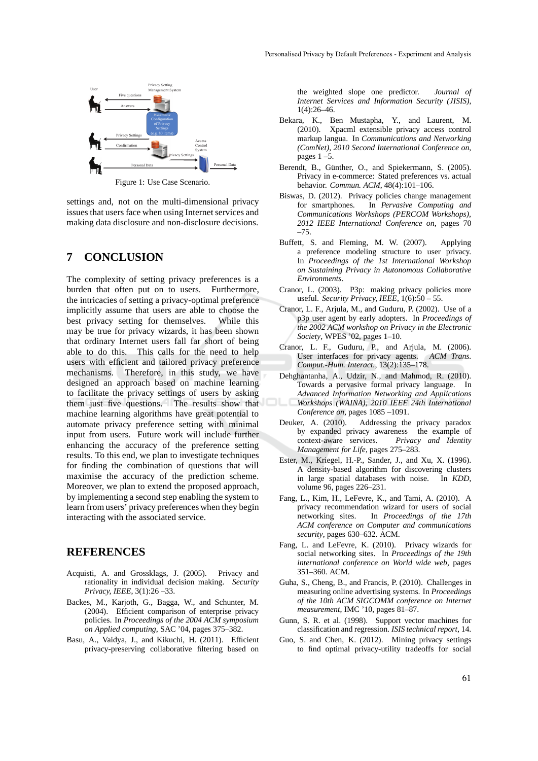Figure 1: Use Case Scenario.

settings and, not on the multi-dimensional privacy issues that users face when using Internet services and making data disclosure and non-disclosure decisions.

## 7 CONCLUSION

The complexity of setting privacy preferences is a burden that often put on to users. Furthermore, the intricacies of setting a privacy-optimal preference implicitly assume that users are able to choose the best privacy setting for themselves. While this may be true for privacy wizards, it has been shown that ordinary Internet users fall far short of being able to do this. This calls for the need to help users with efficient and tailored privacy preference mechanisms. Therefore, in this study, we have designed an approach based on machine learning to facilitate the privacy settings of users by asking them just five questions. The results show that machine learning algorithms have great potential to automate privacy preference setting with minimal input from users. Future work will include further enhancing the accuracy of the preference setting results. To this end, we plan to investigate techniques for finding the combination of questions that will maximise the accuracy of the prediction scheme. Moreover, we plan to extend the proposed approach, by implementing a second step enabling the system to learn from users' privacy preferences when they begin interacting with the associated service.

## REFERENCES

Acquisti, A. and Grossklags, J. (2005). Privacy and rationality in individual decision making. *Security Privacy, IEEE*, 3(1):26 –33.

Backes, M., Karjoth, G., Bagga, W., and Schunter, M. (2004). Efficient comparison of enterprise privacy policies. In *Proceedings of the 2004 ACM symposium on Applied computing*, SAC '04, pages 375–382.

Basu, A., Vaidya, J., and Kikuchi, H. (2011). Efficient privacy-preserving collaborative filtering based on the weighted slope one predictor. *Journal of Internet Services and Information Security (JISIS)*, 1(4):26–46.

Bekara, K., Ben Mustapha, Y., and Laurent, M. (2010). Xpacml extensible privacy access control markup langua. In *Communications and Networking (ComNet), 2010 Second International Conference on*, pages 1 –5.

Berendt, B., Günther, O., and Spiekermann, S. (2005). Privacy in e-commerce: Stated preferences vs. actual behavior. *Commun. ACM*, 48(4):101–106.

Biswas, D. (2012). Privacy policies change management for smartphones. In *Pervasive Computing and Communications Workshops (PERCOM Workshops), 2012 IEEE International Conference on*, pages 70 –75.

Buffett, S. and Fleming, M. W. (2007). Applying a preference modeling structure to user privacy. In *Proceedings of the 1st International Workshop on Sustaining Privacy in Autonomous Collaborative Environments*.

Cranor, L. (2003). P3p: making privacy policies more useful. *Security Privacy, IEEE*, 1(6):50 – 55.

Cranor, L. F., Arjula, M., and Guduru, P. (2002). Use of a p3p user agent by early adopters. In *Proceedings of the 2002 ACM workshop on Privacy in the Electronic Society*, WPES '02, pages 1–10.

Cranor, L. F., Guduru, P., and Arjula, M. (2006). User interfaces for privacy agents. *ACM Trans. Comput.-Hum. Interact.*, 13(2):135–178.

Dehghantanha, A., Udzir, N., and Mahmod, R. (2010). Towards a pervasive formal privacy language. In *Advanced Information Networking and Applications Workshops (WAINA), 2010 IEEE 24th International Conference on*, pages 1085 –1091.

Deuker, A. (2010). Addressing the privacy paradox by expanded privacy awareness the example of context-aware services. *Privacy and Identity Management for Life*, pages 275–283.

Ester, M., Kriegel, H.-P., Sander, J., and Xu, X. (1996). A density-based algorithm for discovering clusters in large spatial databases with noise. In *KDD*, volume 96, pages 226–231.

Fang, L., Kim, H., LeFevre, K., and Tami, A. (2010). A privacy recommendation wizard for users of social networking sites. In *Proceedings of the 17th ACM conference on Computer and communications security*, pages 630–632. ACM.

Fang, L. and LeFevre, K. (2010). Privacy wizards for social networking sites. In *Proceedings of the 19th international conference on World wide web*, pages 351–360. ACM.

Guha, S., Cheng, B., and Francis, P. (2010). Challenges in measuring online advertising systems. In *Proceedings of the 10th ACM SIGCOMM conference on Internet measurement*, IMC '10, pages 81–87.

Gunn, S. R. et al. (1998). Support vector machines for classification and regression. *ISIS technical report*, 14.

Guo, S. and Chen, K. (2012). Mining privacy settings to find optimal privacy-utility tradeoffs for social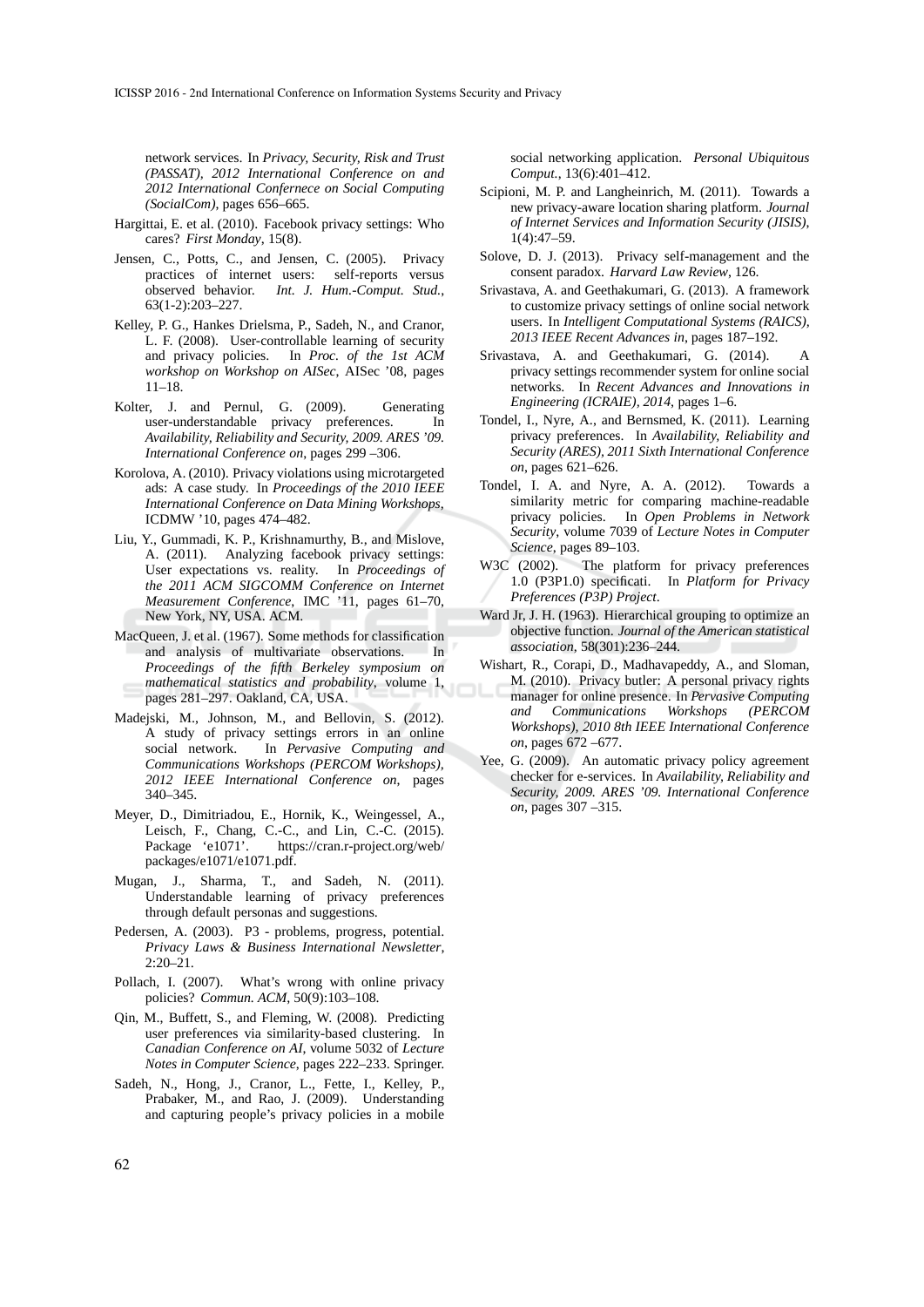network services. In *Privacy, Security, Risk and Trust (PASSAT), 2012 International Conference on and 2012 International Confernece on Social Computing (SocialCom)*, pages 656–665.

Hargittai, E. et al. (2010). Facebook privacy settings: Who cares? *First Monday*, 15(8).

Jensen, C., Potts, C., and Jensen, C. (2005). Privacy practices of internet users: self-reports versus observed behavior. *Int. J. Hum.-Comput. Stud.*, 63(1-2):203–227.

Kelley, P. G., Hankes Drielsma, P., Sadeh, N., and Cranor, L. F. (2008). User-controllable learning of security and privacy policies. In *Proc. of the 1st ACM workshop on Workshop on AISec*, AISec '08, pages 11–18.

Kolter, J. and Pernul, G. (2009). Generating user-understandable privacy preferences. In *Availability, Reliability and Security, 2009. ARES '09. International Conference on*, pages 299 –306.

Korolova, A. (2010). Privacy violations using microtargeted ads: A case study. In *Proceedings of the 2010 IEEE International Conference on Data Mining Workshops*, ICDMW '10, pages 474–482.

Liu, Y., Gummadi, K. P., Krishnamurthy, B., and Mislove, A. (2011). Analyzing facebook privacy settings: User expectations vs. reality. In *Proceedings of the 2011 ACM SIGCOMM Conference on Internet Measurement Conference*, IMC '11, pages 61–70, New York, NY, USA. ACM.

MacQueen, J. et al. (1967). Some methods for classification and analysis of multivariate observations. In *Proceedings of the fifth Berkeley symposium on mathematical statistics and probability*, volume 1, pages 281–297. Oakland, CA, USA.

Madejski, M., Johnson, M., and Bellovin, S. (2012). A study of privacy settings errors in an online social network. In *Pervasive Computing and Communications Workshops (PERCOM Workshops), 2012 IEEE International Conference on*, pages 340–345.

Meyer, D., Dimitriadou, E., Hornik, K., Weingessel, A., Leisch, F., Chang, C.-C., and Lin, C.-C. (2015). Package 'e1071'. https://cran.r-project.org/web/packages/e1071/e1071.pdf.

Mugan, J., Sharma, T., and Sadeh, N. (2011). Understandable learning of privacy preferences through default personas and suggestions.

Pedersen, A. (2003). P3 - problems, progress, potential. *Privacy Laws & Business International Newsletter*, 2:20–21.

Pollach, I. (2007). What's wrong with online privacy policies? *Commun. ACM*, 50(9):103–108.

Qin, M., Buffett, S., and Fleming, W. (2008). Predicting user preferences via similarity-based clustering. In *Canadian Conference on AI*, volume 5032 of *Lecture Notes in Computer Science*, pages 222–233. Springer.

Sadeh, N., Hong, J., Cranor, L., Fette, I., Kelley, P., Prabaker, M., and Rao, J. (2009). Understanding and capturing people's privacy policies in a mobile social networking application. *Personal Ubiquitous Comput.*, 13(6):401–412.

Scipioni, M. P. and Langheinrich, M. (2011). Towards a new privacy-aware location sharing platform. *Journal of Internet Services and Information Security (JISIS)*, 1(4):47–59.

Solove, D. J. (2013). Privacy self-management and the consent paradox. *Harvard Law Review*, 126.

Srivastava, A. and Geethakumari, G. (2013). A framework to customize privacy settings of online social network users. In *Intelligent Computational Systems (RAICS), 2013 IEEE Recent Advances in*, pages 187–192.

Srivastava, A. and Geethakumari, G. (2014). A privacy settings recommender system for online social networks. In *Recent Advances and Innovations in Engineering (ICRAIE), 2014*, pages 1–6.

Tondel, I., Nyre, A., and Bernsmed, K. (2011). Learning privacy preferences. In *Availability, Reliability and Security (ARES), 2011 Sixth International Conference on*, pages 621–626.

Tondel, I. A. and Nyre, A. A. (2012). Towards a similarity metric for comparing machine-readable privacy policies. In *Open Problems in Network Security*, volume 7039 of *Lecture Notes in Computer Science*, pages 89–103.

W3C (2002). The platform for privacy preferences 1.0 (P3P1.0) specificati. In *Platform for Privacy Preferences (P3P) Project*.

Ward Jr, J. H. (1963). Hierarchical grouping to optimize an objective function. *Journal of the American statistical association*, 58(301):236–244.

Wishart, R., Corapi, D., Madhavapeddy, A., and Sloman, M. (2010). Privacy butler: A personal privacy rights manager for online presence. In *Pervasive Computing and Communications Workshops (PERCOM Workshops), 2010 8th IEEE International Conference on*, pages 672 –677.

Yee, G. (2009). An automatic privacy policy agreement checker for e-services. In *Availability, Reliability and Security, 2009. ARES '09. International Conference on*, pages 307 –315.